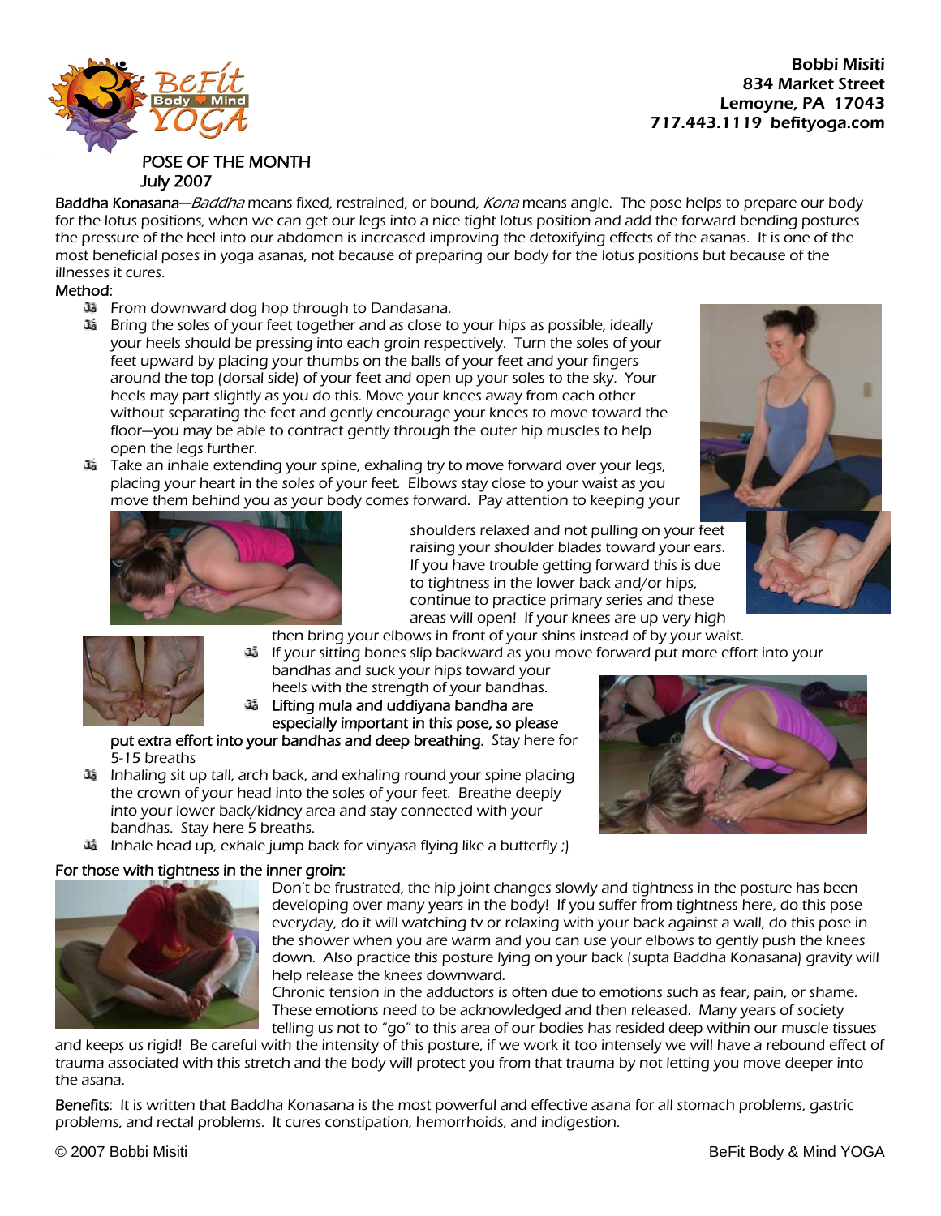Bobbi Misiti
834 Market Street
Lemoyne, PA 17043
717.443.1119 befityoga.com

## POSE OF THE MONTH
July 2007

**Baddha Konasana**—*Baddha* means fixed, restrained, or bound, *Kona* means angle. The pose helps to prepare our body for the lotus positions, when we can get our legs into a nice tight lotus position and add the forward bending postures the pressure of the heel into our abdomen is increased improving the detoxifying effects of the asanas. It is one of the most beneficial poses in yoga asanas, not because of preparing our body for the lotus positions but because of the illnesses it cures.

**Method:**

- From downward dog hop through to Dandasana.
- Bring the soles of your feet together and as close to your hips as possible, ideally your heels should be pressing into each groin respectively. Turn the soles of your feet upward by placing your thumbs on the balls of your feet and your fingers around the top (dorsal side) of your feet and open up your soles to the sky. Your heels may part slightly as you do this. Move your knees away from each other without separating the feet and gently encourage your knees to move toward the floor—you may be able to contract gently through the outer hip muscles to help open the legs further.
- Take an inhale extending your spine, exhaling try to move forward over your legs, placing your heart in the soles of your feet. Elbows stay close to your waist as you move them behind you as your body comes forward. Pay attention to keeping your shoulders relaxed and not pulling on your feet raising your shoulder blades toward your ears. If you have trouble getting forward this is due to tightness in the lower back and/or hips, continue to practice primary series and these areas will open! If your knees are up very high then bring your elbows in front of your shins instead of by your waist.
- If your sitting bones slip backward as you move forward put more effort into your bandhas and suck your hips toward your heels with the strength of your bandhas.
- **Lifting mula and uddiyana bandha are especially important in this pose, so please put extra effort into your bandhas and deep breathing.** Stay here for 5-15 breaths
- Inhaling sit up tall, arch back, and exhaling round your spine placing the crown of your head into the soles of your feet. Breathe deeply into your lower back/kidney area and stay connected with your bandhas. Stay here 5 breaths.
- Inhale head up, exhale jump back for vinyasa flying like a butterfly ;)

**For those with tightness in the inner groin:**

Don't be frustrated, the hip joint changes slowly and tightness in the posture has been developing over many years in the body! If you suffer from tightness here, do this pose everyday, do it will watching tv or relaxing with your back against a wall, do this pose in the shower when you are warm and you can use your elbows to gently push the knees down. Also practice this posture lying on your back (supta Baddha Konasana) gravity will help release the knees downward.

Chronic tension in the adductors is often due to emotions such as fear, pain, or shame. These emotions need to be acknowledged and then released. Many years of society telling us not to "go" to this area of our bodies has resided deep within our muscle tissues and keeps us rigid! Be careful with the intensity of this posture, if we work it too intensely we will have a rebound effect of trauma associated with this stretch and the body will protect you from that trauma by not letting you move deeper into the asana.

**Benefits**: It is written that Baddha Konasana is the most powerful and effective asana for all stomach problems, gastric problems, and rectal problems. It cures constipation, hemorrhoids, and indigestion.

© 2007 Bobbi Misiti BeFit Body & Mind YOGA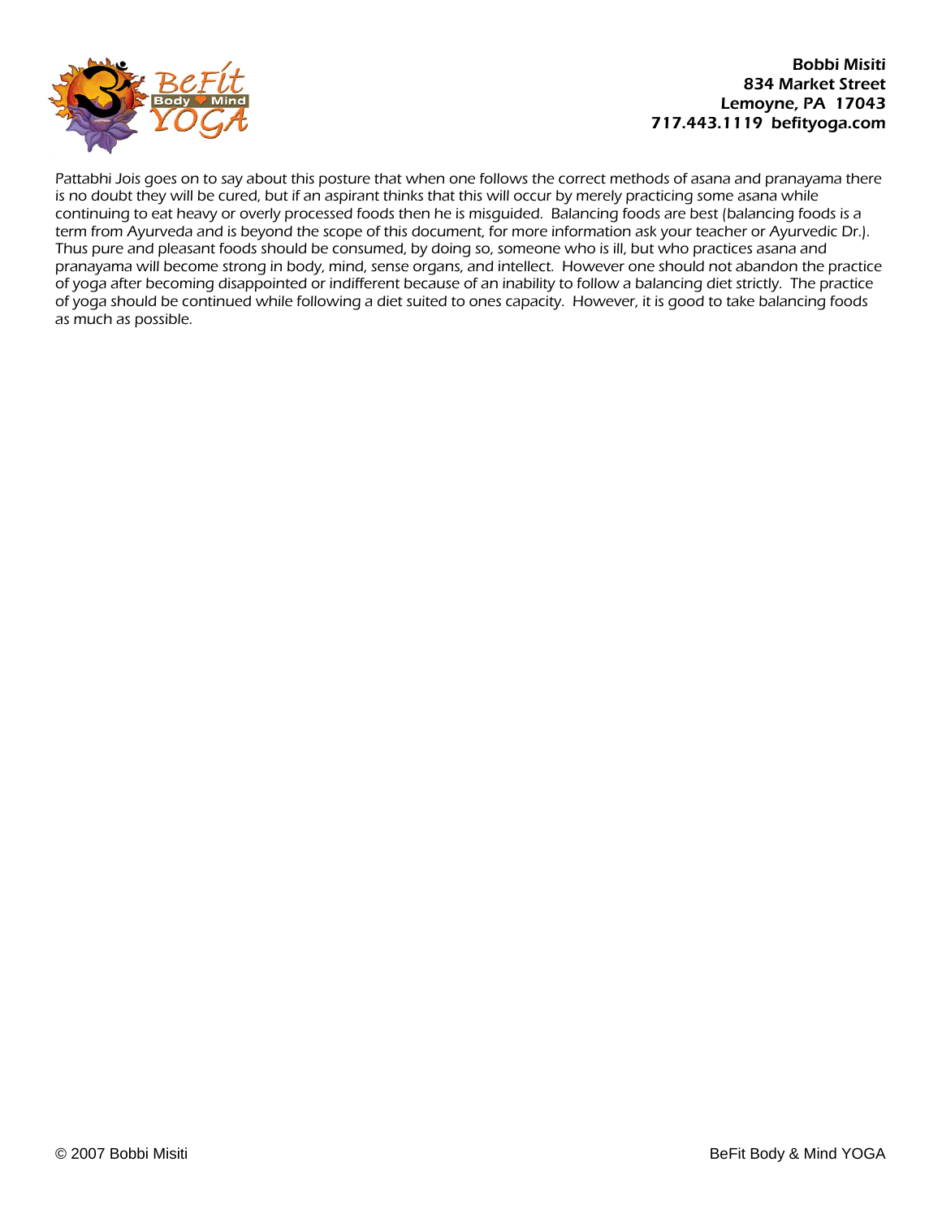Pattabhi Jois goes on to say about this posture that when one follows the correct methods of asana and pranayama there is no doubt they will be cured, but if an aspirant thinks that this will occur by merely practicing some asana while continuing to eat heavy or overly processed foods then he is misguided. Balancing foods are best (balancing foods is a term from Ayurveda and is beyond the scope of this document, for more information ask your teacher or Ayurvedic Dr.). Thus pure and pleasant foods should be consumed, by doing so, someone who is ill, but who practices asana and pranayama will become strong in body, mind, sense organs, and intellect. However one should not abandon the practice of yoga after becoming disappointed or indifferent because of an inability to follow a balancing diet strictly. The practice of yoga should be continued while following a diet suited to ones capacity. However, it is good to take balancing foods as much as possible.